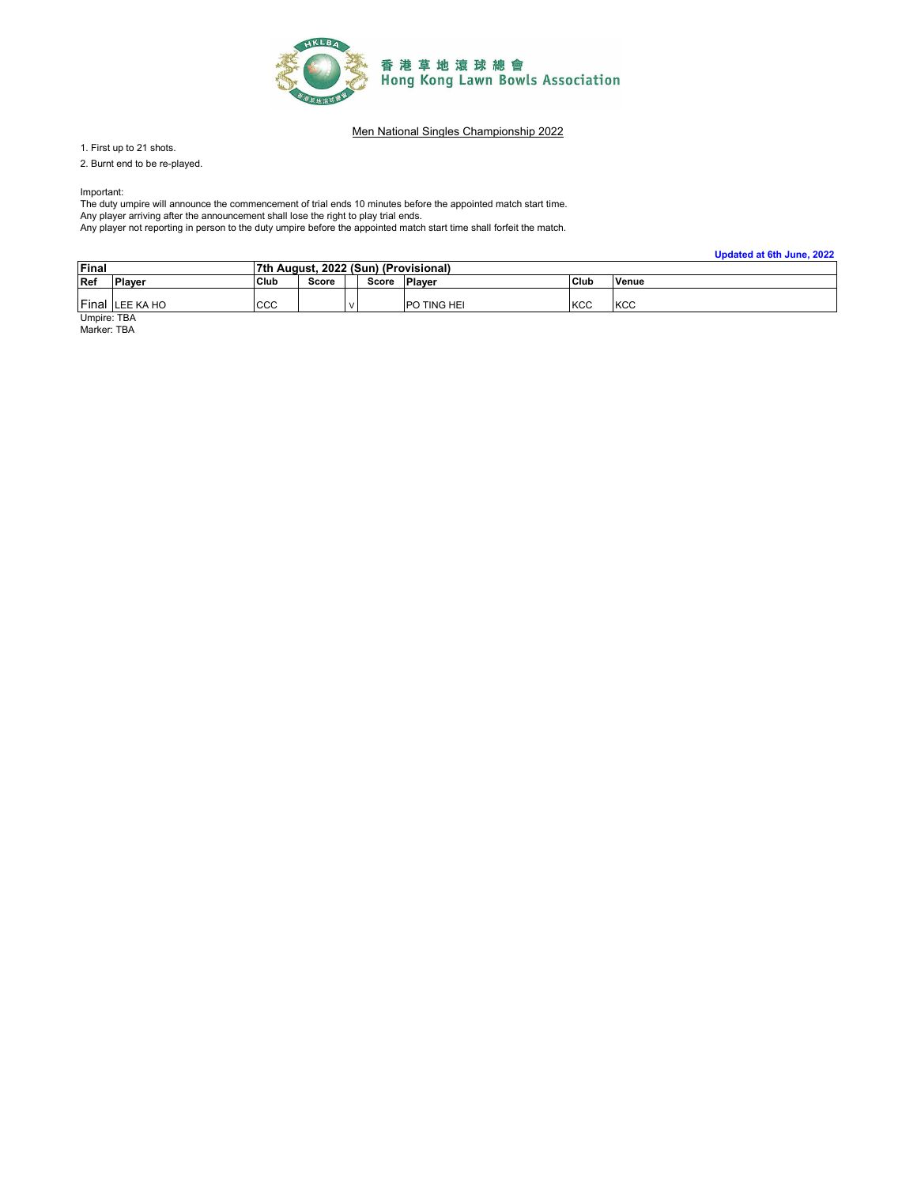香港草地滾球總會
Hong Kong Lawn Bowls Association

## Men National Singles Championship 2022

1. First up to 21 shots.

2. Burnt end to be re-played.

Important:
The duty umpire will announce the commencement of trial ends 10 minutes before the appointed match start time.
Any player arriving after the announcement shall lose the right to play trial ends.
Any player not reporting in person to the duty umpire before the appointed match start time shall forfeit the match.

**Updated at 6th June, 2022**

| **Final** | | **7th August, 2022 (Sun) (Provisional)** | | | | | | |
|---|---|---|---|---|---|---|---|---|
| **Ref** | **Player** | **Club** | **Score** | | **Score** | **Player** | **Club** | **Venue** |
| Final | LEE KA HO | CCC | | V | | PO TING HEI | KCC | KCC |

Umpire: TBA
Marker: TBA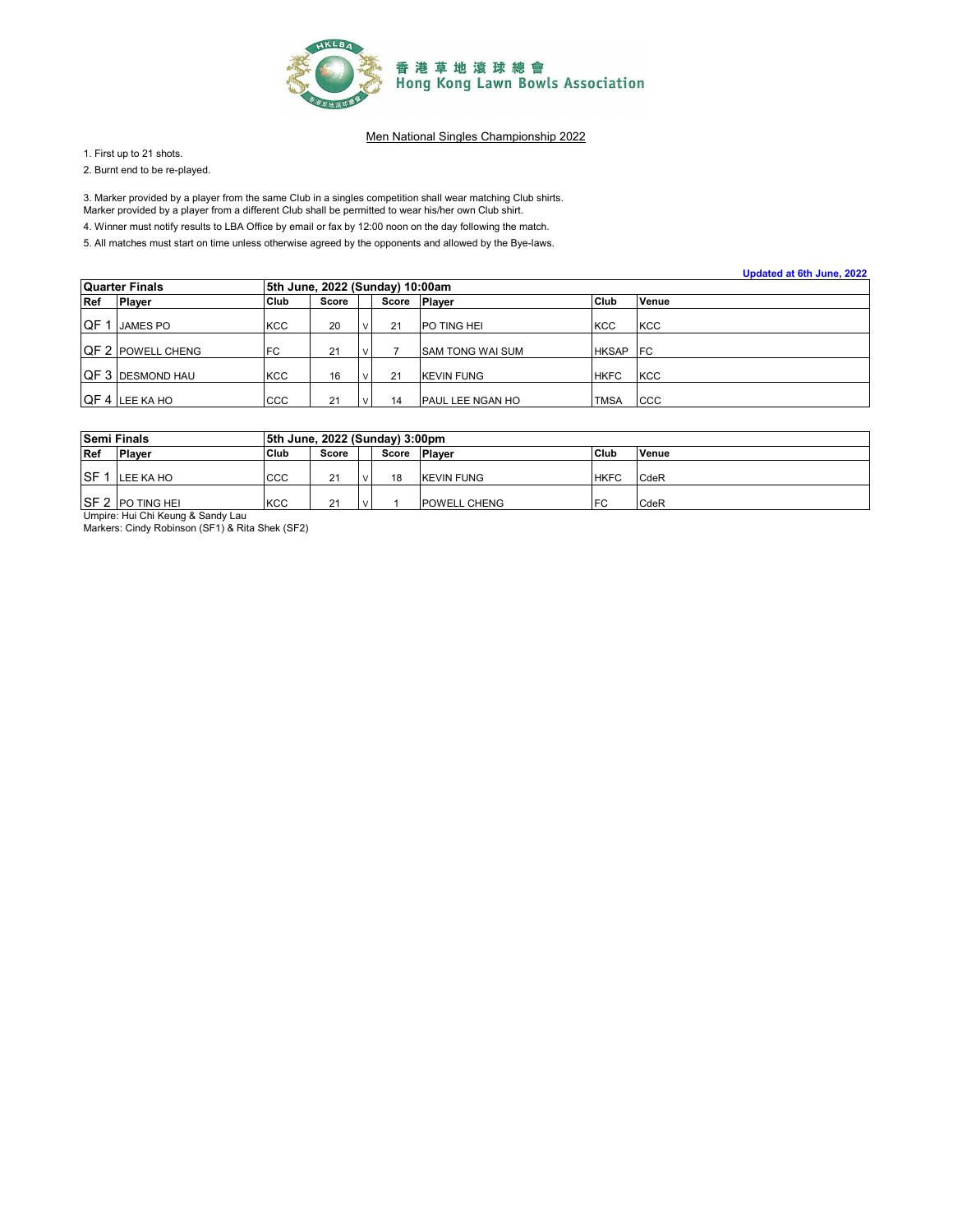香港草地滾球總會
Hong Kong Lawn Bowls Association

## Men National Singles Championship 2022

1. First up to 21 shots.
2. Burnt end to be re-played.
3. Marker provided by a player from the same Club in a singles competition shall wear matching Club shirts.
Marker provided by a player from a different Club shall be permitted to wear his/her own Club shirt.
4. Winner must notify results to LBA Office by email or fax by 12:00 noon on the day following the match.
5. All matches must start on time unless otherwise agreed by the opponents and allowed by the Bye-laws.

Updated at 6th June, 2022

| Quarter Finals | | 5th June, 2022 (Sunday) 10:00am | | | | | | |
|---|---|---|---|---|---|---|---|---|
| Ref | Player | Club | Score | | Score | Player | Club | Venue |
| QF 1 | JAMES PO | KCC | 20 | V | 21 | PO TING HEI | KCC | KCC |
| QF 2 | POWELL CHENG | FC | 21 | V | 7 | SAM TONG WAI SUM | HKSAP | FC |
| QF 3 | DESMOND HAU | KCC | 16 | V | 21 | KEVIN FUNG | HKFC | KCC |
| QF 4 | LEE KA HO | CCC | 21 | V | 14 | PAUL LEE NGAN HO | TMSA | CCC |

| Semi Finals | | 5th June, 2022 (Sunday) 3:00pm | | | | | | |
|---|---|---|---|---|---|---|---|---|
| Ref | Player | Club | Score | | Score | Player | Club | Venue |
| SF 1 | LEE KA HO | CCC | 21 | V | 18 | KEVIN FUNG | HKFC | CdeR |
| SF 2 | PO TING HEI | KCC | 21 | V | 1 | POWELL CHENG | FC | CdeR |

Umpire: Hui Chi Keung & Sandy Lau
Markers: Cindy Robinson (SF1) & Rita Shek (SF2)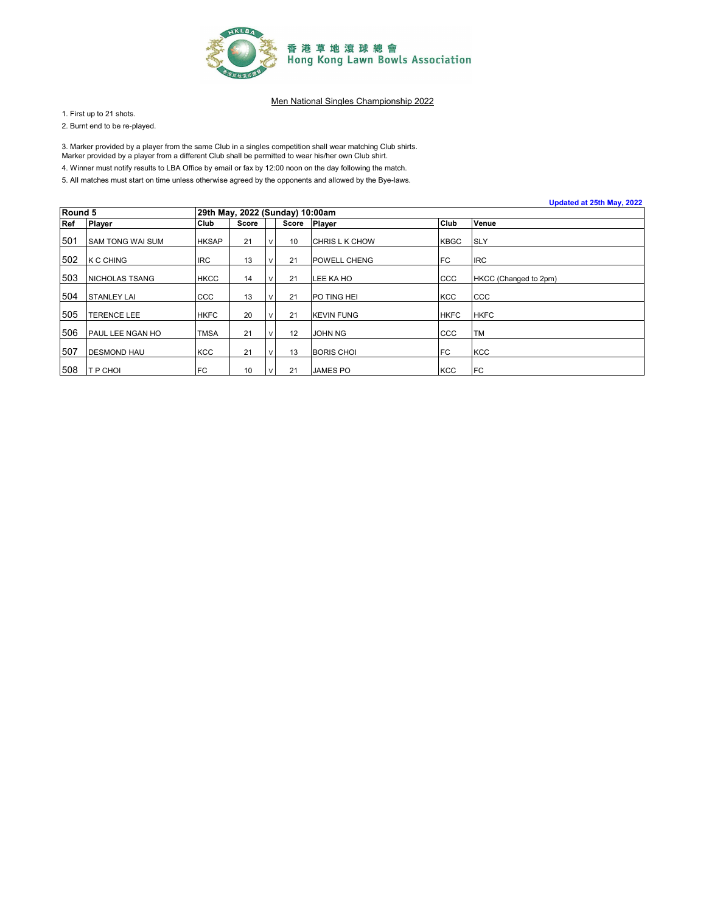香港草地滾球總會
Hong Kong Lawn Bowls Association

Men National Singles Championship 2022

1. First up to 21 shots.
2. Burnt end to be re-played.

3. Marker provided by a player from the same Club in a singles competition shall wear matching Club shirts.
Marker provided by a player from a different Club shall be permitted to wear his/her own Club shirt.
4. Winner must notify results to LBA Office by email or fax by 12:00 noon on the day following the match.
5. All matches must start on time unless otherwise agreed by the opponents and allowed by the Bye-laws.

Updated at 25th May, 2022

| Round 5 | | 29th May, 2022 (Sunday) 10:00am | | | | | | |
|---|---|---|---|---|---|---|---|---|
| Ref | Player | Club | Score | | Score | Player | Club | Venue |
| 501 | SAM TONG WAI SUM | HKSAP | 21 | v | 10 | CHRIS L K CHOW | KBGC | SLY |
| 502 | K C CHING | IRC | 13 | v | 21 | POWELL CHENG | FC | IRC |
| 503 | NICHOLAS TSANG | HKCC | 14 | v | 21 | LEE KA HO | CCC | HKCC (Changed to 2pm) |
| 504 | STANLEY LAI | CCC | 13 | v | 21 | PO TING HEI | KCC | CCC |
| 505 | TERENCE LEE | HKFC | 20 | v | 21 | KEVIN FUNG | HKFC | HKFC |
| 506 | PAUL LEE NGAN HO | TMSA | 21 | v | 12 | JOHN NG | CCC | TM |
| 507 | DESMOND HAU | KCC | 21 | v | 13 | BORIS CHOI | FC | KCC |
| 508 | T P CHOI | FC | 10 | v | 21 | JAMES PO | KCC | FC |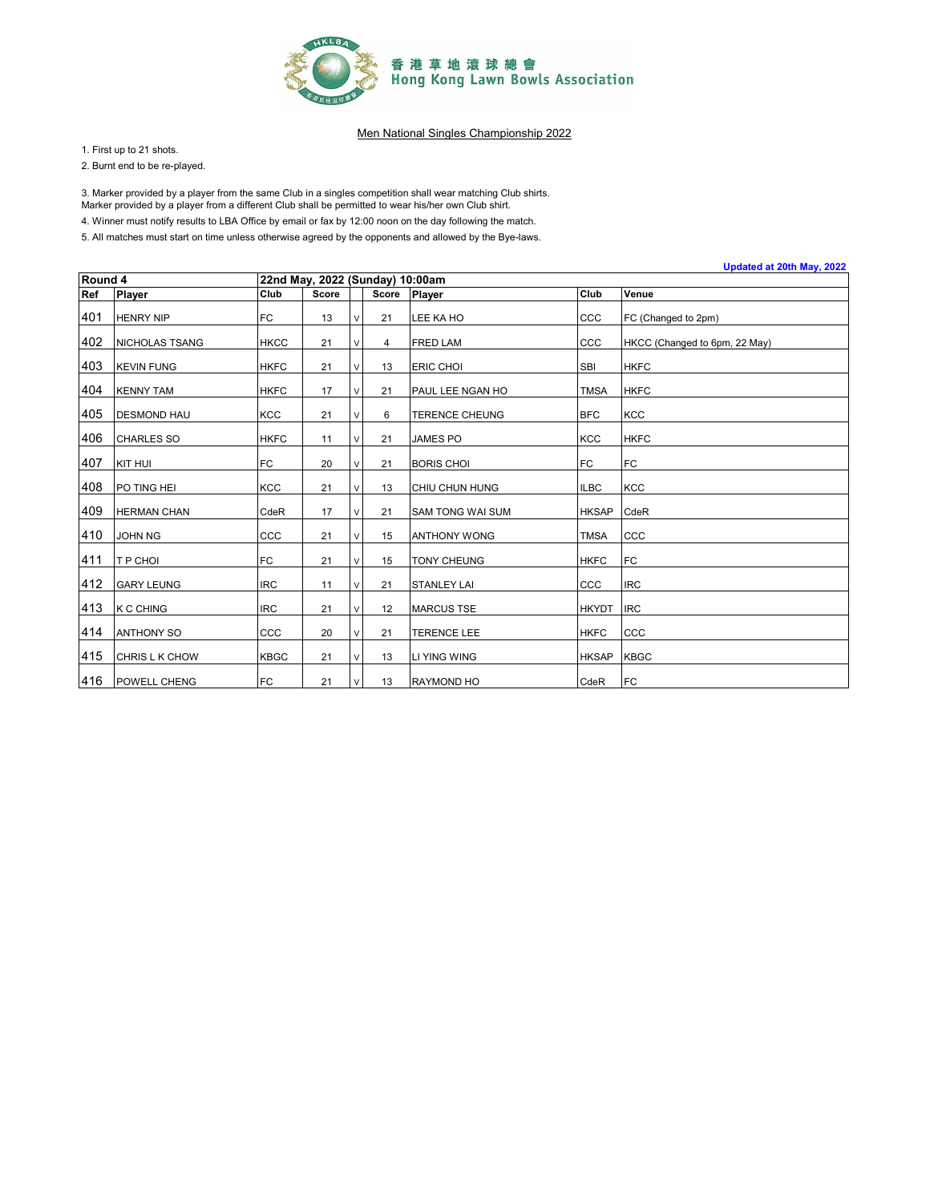香港草地滾球總會
Hong Kong Lawn Bowls Association

Men National Singles Championship 2022

1. First up to 21 shots.

2. Burnt end to be re-played.

3. Marker provided by a player from the same Club in a singles competition shall wear matching Club shirts.
Marker provided by a player from a different Club shall be permitted to wear his/her own Club shirt.

4. Winner must notify results to LBA Office by email or fax by 12:00 noon on the day following the match.

5. All matches must start on time unless otherwise agreed by the opponents and allowed by the Bye-laws.

Updated at 20th May, 2022

| Round 4 | | 22nd May, 2022 (Sunday) 10:00am | | | | | | |
|---|---|---|---|---|---|---|---|---|
| Ref | Player | Club | Score | | Score | Player | Club | Venue |
| 401 | HENRY NIP | FC | 13 | v | 21 | LEE KA HO | CCC | FC (Changed to 2pm) |
| 402 | NICHOLAS TSANG | HKCC | 21 | v | 4 | FRED LAM | CCC | HKCC (Changed to 6pm, 22 May) |
| 403 | KEVIN FUNG | HKFC | 21 | v | 13 | ERIC CHOI | SBI | HKFC |
| 404 | KENNY TAM | HKFC | 17 | v | 21 | PAUL LEE NGAN HO | TMSA | HKFC |
| 405 | DESMOND HAU | KCC | 21 | v | 6 | TERENCE CHEUNG | BFC | KCC |
| 406 | CHARLES SO | HKFC | 11 | v | 21 | JAMES PO | KCC | HKFC |
| 407 | KIT HUI | FC | 20 | v | 21 | BORIS CHOI | FC | FC |
| 408 | PO TING HEI | KCC | 21 | v | 13 | CHIU CHUN HUNG | ILBC | KCC |
| 409 | HERMAN CHAN | CdeR | 17 | v | 21 | SAM TONG WAI SUM | HKSAP | CdeR |
| 410 | JOHN NG | CCC | 21 | v | 15 | ANTHONY WONG | TMSA | CCC |
| 411 | T P CHOI | FC | 21 | v | 15 | TONY CHEUNG | HKFC | FC |
| 412 | GARY LEUNG | IRC | 11 | v | 21 | STANLEY LAI | CCC | IRC |
| 413 | K C CHING | IRC | 21 | v | 12 | MARCUS TSE | HKYDT | IRC |
| 414 | ANTHONY SO | CCC | 20 | v | 21 | TERENCE LEE | HKFC | CCC |
| 415 | CHRIS L K CHOW | KBGC | 21 | v | 13 | LI YING WING | HKSAP | KBGC |
| 416 | POWELL CHENG | FC | 21 | v | 13 | RAYMOND HO | CdeR | FC |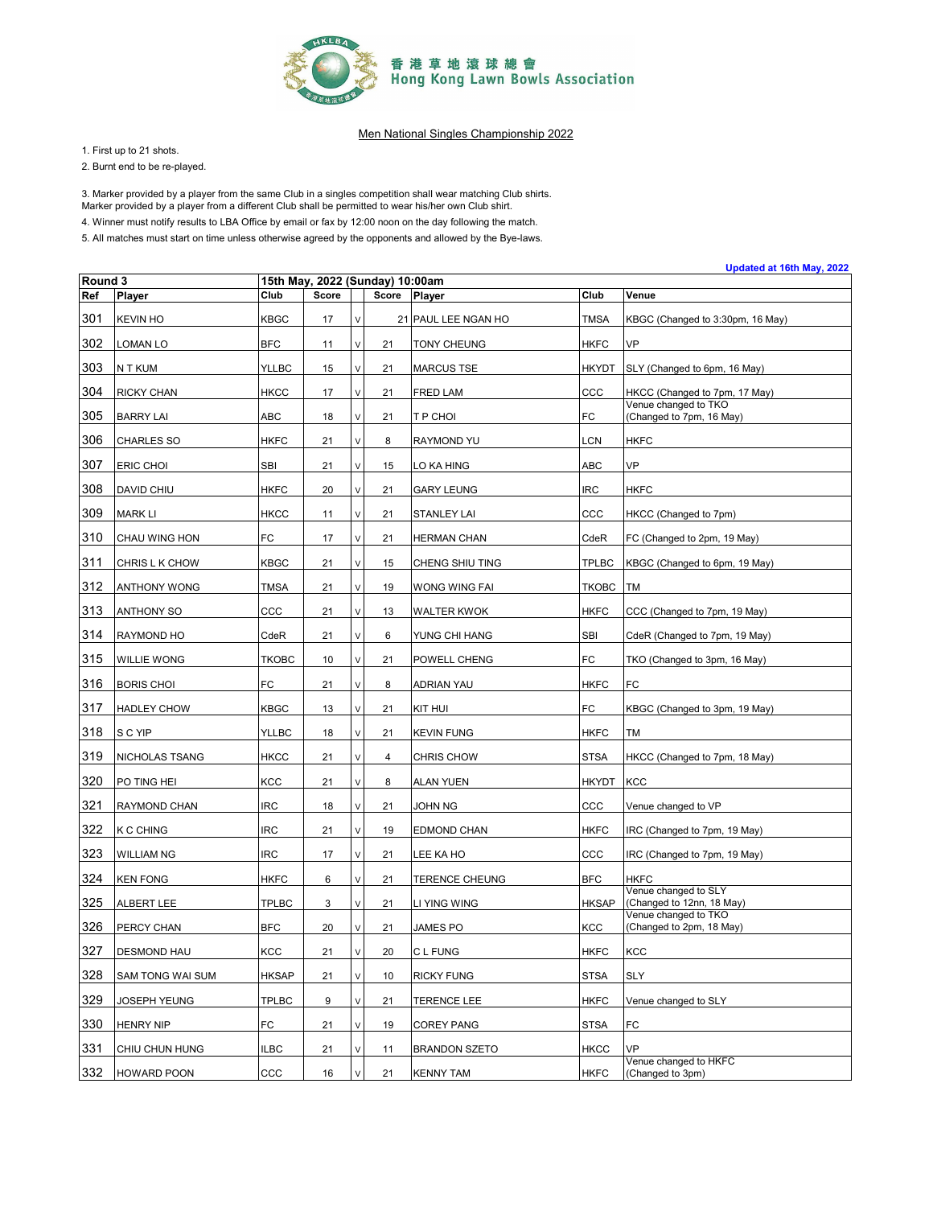香港草地滾球總會
Hong Kong Lawn Bowls Association

Men National Singles Championship 2022

1. First up to 21 shots.
2. Burnt end to be re-played.

3. Marker provided by a player from the same Club in a singles competition shall wear matching Club shirts.
Marker provided by a player from a different Club shall be permitted to wear his/her own Club shirt.
4. Winner must notify results to LBA Office by email or fax by 12:00 noon on the day following the match.
5. All matches must start on time unless otherwise agreed by the opponents and allowed by the Bye-laws.

Updated at 16th May, 2022

| Round 3 | | 15th May, 2022 (Sunday) 10:00am | | | | | | |
|---|---|---|---|---|---|---|---|---|
| Ref | Player | Club | Score | | Score | Player | Club | Venue |
| 301 | KEVIN HO | KBGC | 17 | v | 21 | PAUL LEE NGAN HO | TMSA | KBGC (Changed to 3:30pm, 16 May) |
| 302 | LOMAN LO | BFC | 11 | v | 21 | TONY CHEUNG | HKFC | VP |
| 303 | N T KUM | YLLBC | 15 | v | 21 | MARCUS TSE | HKYDT | SLY (Changed to 6pm, 16 May) |
| 304 | RICKY CHAN | HKCC | 17 | v | 21 | FRED LAM | CCC | HKCC (Changed to 7pm, 17 May) |
| 305 | BARRY LAI | ABC | 18 | v | 21 | T P CHOI | FC | Venue changed to TKO (Changed to 7pm, 16 May) |
| 306 | CHARLES SO | HKFC | 21 | v | 8 | RAYMOND YU | LCN | HKFC |
| 307 | ERIC CHOI | SBI | 21 | v | 15 | LO KA HING | ABC | VP |
| 308 | DAVID CHIU | HKFC | 20 | v | 21 | GARY LEUNG | IRC | HKFC |
| 309 | MARK LI | HKCC | 11 | v | 21 | STANLEY LAI | CCC | HKCC (Changed to 7pm) |
| 310 | CHAU WING HON | FC | 17 | v | 21 | HERMAN CHAN | CdeR | FC (Changed to 2pm, 19 May) |
| 311 | CHRIS L K CHOW | KBGC | 21 | v | 15 | CHENG SHIU TING | TPLBC | KBGC (Changed to 6pm, 19 May) |
| 312 | ANTHONY WONG | TMSA | 21 | v | 19 | WONG WING FAI | TKOBC | TM |
| 313 | ANTHONY SO | CCC | 21 | v | 13 | WALTER KWOK | HKFC | CCC (Changed to 7pm, 19 May) |
| 314 | RAYMOND HO | CdeR | 21 | v | 6 | YUNG CHI HANG | SBI | CdeR (Changed to 7pm, 19 May) |
| 315 | WILLIE WONG | TKOBC | 10 | v | 21 | POWELL CHENG | FC | TKO (Changed to 3pm, 16 May) |
| 316 | BORIS CHOI | FC | 21 | v | 8 | ADRIAN YAU | HKFC | FC |
| 317 | HADLEY CHOW | KBGC | 13 | v | 21 | KIT HUI | FC | KBGC (Changed to 3pm, 19 May) |
| 318 | S C YIP | YLLBC | 18 | v | 21 | KEVIN FUNG | HKFC | TM |
| 319 | NICHOLAS TSANG | HKCC | 21 | v | 4 | CHRIS CHOW | STSA | HKCC (Changed to 7pm, 18 May) |
| 320 | PO TING HEI | KCC | 21 | v | 8 | ALAN YUEN | HKYDT | KCC |
| 321 | RAYMOND CHAN | IRC | 18 | v | 21 | JOHN NG | CCC | Venue changed to VP |
| 322 | K C CHING | IRC | 21 | v | 19 | EDMOND CHAN | HKFC | IRC (Changed to 7pm, 19 May) |
| 323 | WILLIAM NG | IRC | 17 | v | 21 | LEE KA HO | CCC | IRC (Changed to 7pm, 19 May) |
| 324 | KEN FONG | HKFC | 6 | v | 21 | TERENCE CHEUNG | BFC | HKFC |
| 325 | ALBERT LEE | TPLBC | 3 | v | 21 | LI YING WING | HKSAP | Venue changed to SLY (Changed to 12nn, 18 May) |
| 326 | PERCY CHAN | BFC | 20 | v | 21 | JAMES PO | KCC | Venue changed to TKO (Changed to 2pm, 18 May) |
| 327 | DESMOND HAU | KCC | 21 | v | 20 | C L FUNG | HKFC | KCC |
| 328 | SAM TONG WAI SUM | HKSAP | 21 | v | 10 | RICKY FUNG | STSA | SLY |
| 329 | JOSEPH YEUNG | TPLBC | 9 | v | 21 | TERENCE LEE | HKFC | Venue changed to SLY |
| 330 | HENRY NIP | FC | 21 | v | 19 | COREY PANG | STSA | FC |
| 331 | CHIU CHUN HUNG | ILBC | 21 | v | 11 | BRANDON SZETO | HKCC | VP |
| 332 | HOWARD POON | CCC | 16 | v | 21 | KENNY TAM | HKFC | Venue changed to HKFC (Changed to 3pm) |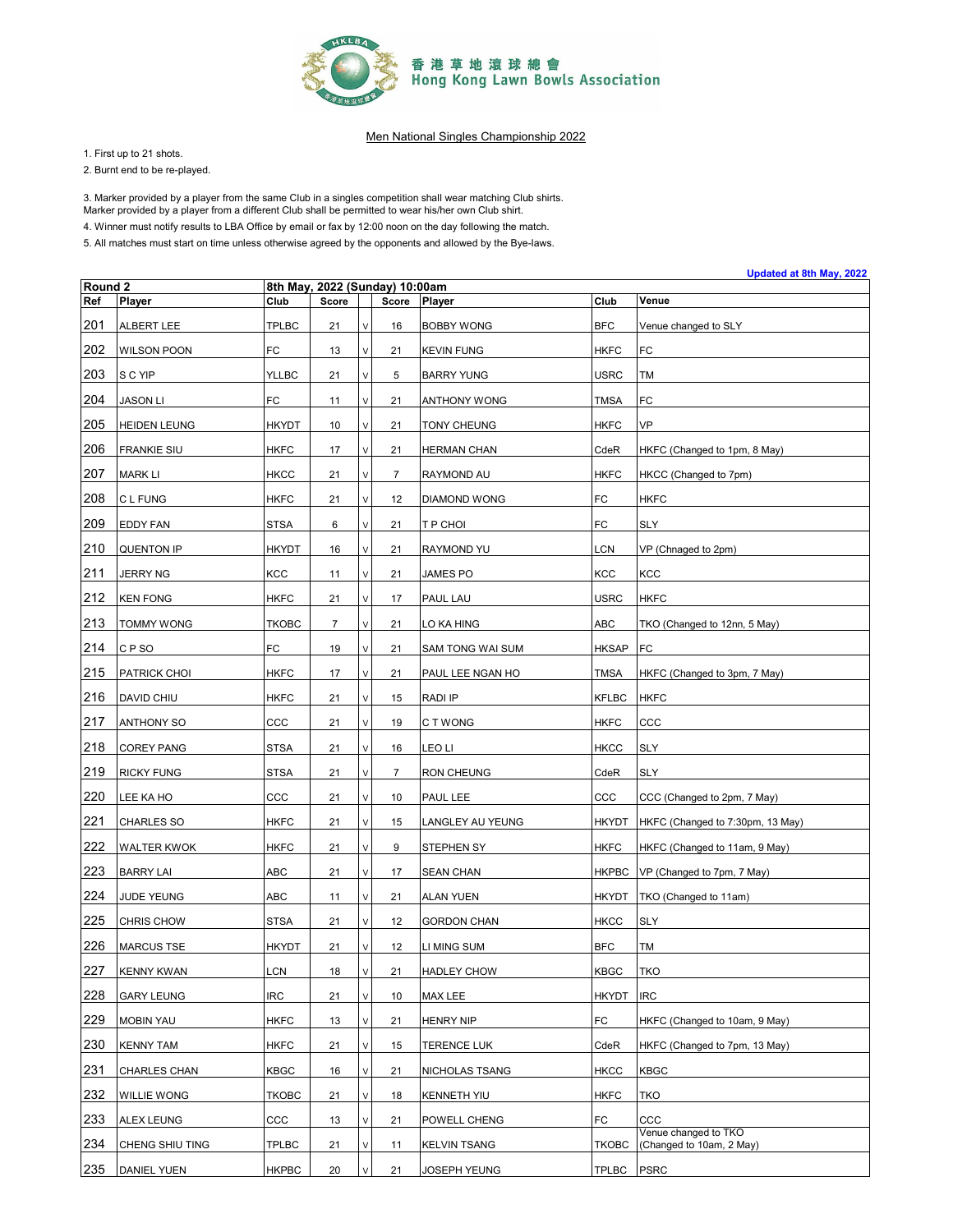香港草地滾球總會
Hong Kong Lawn Bowls Association

Men National Singles Championship 2022

1. First up to 21 shots.
2. Burnt end to be re-played.

3. Marker provided by a player from the same Club in a singles competition shall wear matching Club shirts.
Marker provided by a player from a different Club shall be permitted to wear his/her own Club shirt.
4. Winner must notify results to LBA Office by email or fax by 12:00 noon on the day following the match.
5. All matches must start on time unless otherwise agreed by the opponents and allowed by the Bye-laws.

Updated at 8th May, 2022

| Round 2 | | 8th May, 2022 (Sunday) 10:00am | | | | | | |
|---|---|---|---|---|---|---|---|---|
| Ref | Player | Club | Score | | Score | Player | Club | Venue |
| 201 | ALBERT LEE | TPLBC | 21 | V | 16 | BOBBY WONG | BFC | Venue changed to SLY |
| 202 | WILSON POON | FC | 13 | V | 21 | KEVIN FUNG | HKFC | FC |
| 203 | S C YIP | YLLBC | 21 | V | 5 | BARRY YUNG | USRC | TM |
| 204 | JASON LI | FC | 11 | V | 21 | ANTHONY WONG | TMSA | FC |
| 205 | HEIDEN LEUNG | HKYDT | 10 | V | 21 | TONY CHEUNG | HKFC | VP |
| 206 | FRANKIE SIU | HKFC | 17 | V | 21 | HERMAN CHAN | CdeR | HKFC (Changed to 1pm, 8 May) |
| 207 | MARK LI | HKCC | 21 | V | 7 | RAYMOND AU | HKFC | HKCC (Changed to 7pm) |
| 208 | C L FUNG | HKFC | 21 | V | 12 | DIAMOND WONG | FC | HKFC |
| 209 | EDDY FAN | STSA | 6 | V | 21 | T P CHOI | FC | SLY |
| 210 | QUENTON IP | HKYDT | 16 | V | 21 | RAYMOND YU | LCN | VP (Chnaged to 2pm) |
| 211 | JERRY NG | KCC | 11 | V | 21 | JAMES PO | KCC | KCC |
| 212 | KEN FONG | HKFC | 21 | V | 17 | PAUL LAU | USRC | HKFC |
| 213 | TOMMY WONG | TKOBC | 7 | V | 21 | LO KA HING | ABC | TKO (Changed to 12nn, 5 May) |
| 214 | C P SO | FC | 19 | V | 21 | SAM TONG WAI SUM | HKSAP | FC |
| 215 | PATRICK CHOI | HKFC | 17 | V | 21 | PAUL LEE NGAN HO | TMSA | HKFC (Changed to 3pm, 7 May) |
| 216 | DAVID CHIU | HKFC | 21 | V | 15 | RADI IP | KFLBC | HKFC |
| 217 | ANTHONY SO | CCC | 21 | V | 19 | C T WONG | HKFC | CCC |
| 218 | COREY PANG | STSA | 21 | V | 16 | LEO LI | HKCC | SLY |
| 219 | RICKY FUNG | STSA | 21 | V | 7 | RON CHEUNG | CdeR | SLY |
| 220 | LEE KA HO | CCC | 21 | V | 10 | PAUL LEE | CCC | CCC (Changed to 2pm, 7 May) |
| 221 | CHARLES SO | HKFC | 21 | V | 15 | LANGLEY AU YEUNG | HKYDT | HKFC (Changed to 7:30pm, 13 May) |
| 222 | WALTER KWOK | HKFC | 21 | V | 9 | STEPHEN SY | HKFC | HKFC (Changed to 11am, 9 May) |
| 223 | BARRY LAI | ABC | 21 | V | 17 | SEAN CHAN | HKPBC | VP (Changed to 7pm, 7 May) |
| 224 | JUDE YEUNG | ABC | 11 | V | 21 | ALAN YUEN | HKYDT | TKO (Changed to 11am) |
| 225 | CHRIS CHOW | STSA | 21 | V | 12 | GORDON CHAN | HKCC | SLY |
| 226 | MARCUS TSE | HKYDT | 21 | V | 12 | LI MING SUM | BFC | TM |
| 227 | KENNY KWAN | LCN | 18 | V | 21 | HADLEY CHOW | KBGC | TKO |
| 228 | GARY LEUNG | IRC | 21 | V | 10 | MAX LEE | HKYDT | IRC |
| 229 | MOBIN YAU | HKFC | 13 | V | 21 | HENRY NIP | FC | HKFC (Changed to 10am, 9 May) |
| 230 | KENNY TAM | HKFC | 21 | V | 15 | TERENCE LUK | CdeR | HKFC (Changed to 7pm, 13 May) |
| 231 | CHARLES CHAN | KBGC | 16 | V | 21 | NICHOLAS TSANG | HKCC | KBGC |
| 232 | WILLIE WONG | TKOBC | 21 | V | 18 | KENNETH YIU | HKFC | TKO |
| 233 | ALEX LEUNG | CCC | 13 | V | 21 | POWELL CHENG | FC | CCC |
| 234 | CHENG SHIU TING | TPLBC | 21 | V | 11 | KELVIN TSANG | TKOBC | Venue changed to TKO (Changed to 10am, 2 May) |
| 235 | DANIEL YUEN | HKPBC | 20 | V | 21 | JOSEPH YEUNG | TPLBC | PSRC |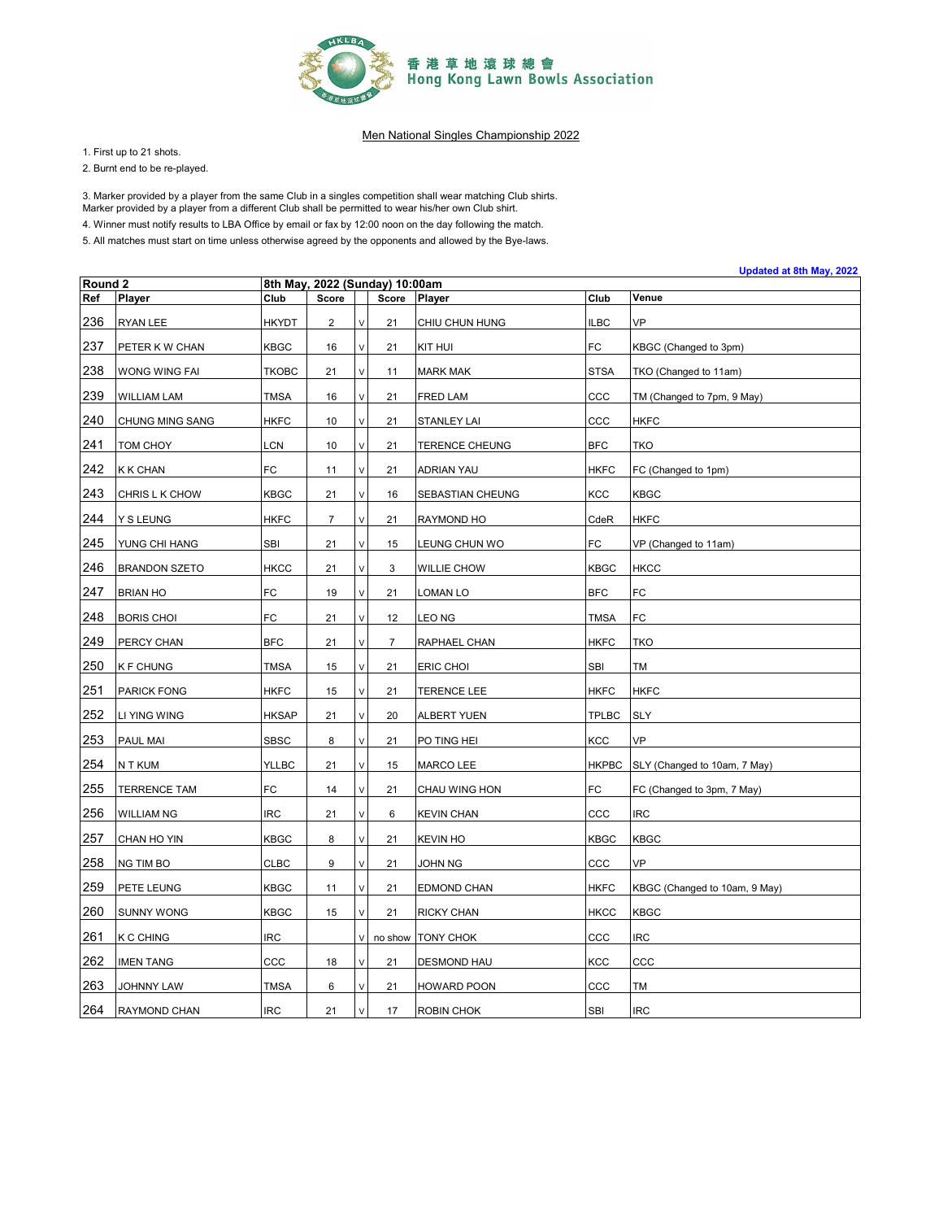香港草地滾球總會
Hong Kong Lawn Bowls Association

## Men National Singles Championship 2022

1. First up to 21 shots.
2. Burnt end to be re-played.

3. Marker provided by a player from the same Club in a singles competition shall wear matching Club shirts.
Marker provided by a player from a different Club shall be permitted to wear his/her own Club shirt.
4. Winner must notify results to LBA Office by email or fax by 12:00 noon on the day following the match.
5. All matches must start on time unless otherwise agreed by the opponents and allowed by the Bye-laws.

Updated at 8th May, 2022

| Round 2 | | 8th May, 2022 (Sunday) 10:00am | | | | | | |
|---|---|---|---|---|---|---|---|---|
| **Ref** | **Player** | **Club** | **Score** | | **Score** | **Player** | **Club** | **Venue** |
| 236 | RYAN LEE | HKYDT | 2 | v | 21 | CHIU CHUN HUNG | ILBC | VP |
| 237 | PETER K W CHAN | KBGC | 16 | v | 21 | KIT HUI | FC | KBGC (Changed to 3pm) |
| 238 | WONG WING FAI | TKOBC | 21 | v | 11 | MARK MAK | STSA | TKO (Changed to 11am) |
| 239 | WILLIAM LAM | TMSA | 16 | v | 21 | FRED LAM | CCC | TM (Changed to 7pm, 9 May) |
| 240 | CHUNG MING SANG | HKFC | 10 | v | 21 | STANLEY LAI | CCC | HKFC |
| 241 | TOM CHOY | LCN | 10 | v | 21 | TERENCE CHEUNG | BFC | TKO |
| 242 | K K CHAN | FC | 11 | v | 21 | ADRIAN YAU | HKFC | FC (Changed to 1pm) |
| 243 | CHRIS L K CHOW | KBGC | 21 | v | 16 | SEBASTIAN CHEUNG | KCC | KBGC |
| 244 | Y S LEUNG | HKFC | 7 | v | 21 | RAYMOND HO | CdeR | HKFC |
| 245 | YUNG CHI HANG | SBI | 21 | v | 15 | LEUNG CHUN WO | FC | VP (Changed to 11am) |
| 246 | BRANDON SZETO | HKCC | 21 | v | 3 | WILLIE CHOW | KBGC | HKCC |
| 247 | BRIAN HO | FC | 19 | v | 21 | LOMAN LO | BFC | FC |
| 248 | BORIS CHOI | FC | 21 | v | 12 | LEO NG | TMSA | FC |
| 249 | PERCY CHAN | BFC | 21 | v | 7 | RAPHAEL CHAN | HKFC | TKO |
| 250 | K F CHUNG | TMSA | 15 | v | 21 | ERIC CHOI | SBI | TM |
| 251 | PARICK FONG | HKFC | 15 | v | 21 | TERENCE LEE | HKFC | HKFC |
| 252 | LI YING WING | HKSAP | 21 | v | 20 | ALBERT YUEN | TPLBC | SLY |
| 253 | PAUL MAI | SBSC | 8 | v | 21 | PO TING HEI | KCC | VP |
| 254 | N T KUM | YLLBC | 21 | v | 15 | MARCO LEE | HKPBC | SLY (Changed to 10am, 7 May) |
| 255 | TERRENCE TAM | FC | 14 | v | 21 | CHAU WING HON | FC | FC (Changed to 3pm, 7 May) |
| 256 | WILLIAM NG | IRC | 21 | v | 6 | KEVIN CHAN | CCC | IRC |
| 257 | CHAN HO YIN | KBGC | 8 | v | 21 | KEVIN HO | KBGC | KBGC |
| 258 | NG TIM BO | CLBC | 9 | v | 21 | JOHN NG | CCC | VP |
| 259 | PETE LEUNG | KBGC | 11 | v | 21 | EDMOND CHAN | HKFC | KBGC (Changed to 10am, 9 May) |
| 260 | SUNNY WONG | KBGC | 15 | v | 21 | RICKY CHAN | HKCC | KBGC |
| 261 | K C CHING | IRC | | v | no show | TONY CHOK | CCC | IRC |
| 262 | IMEN TANG | CCC | 18 | v | 21 | DESMOND HAU | KCC | CCC |
| 263 | JOHNNY LAW | TMSA | 6 | v | 21 | HOWARD POON | CCC | TM |
| 264 | RAYMOND CHAN | IRC | 21 | v | 17 | ROBIN CHOK | SBI | IRC |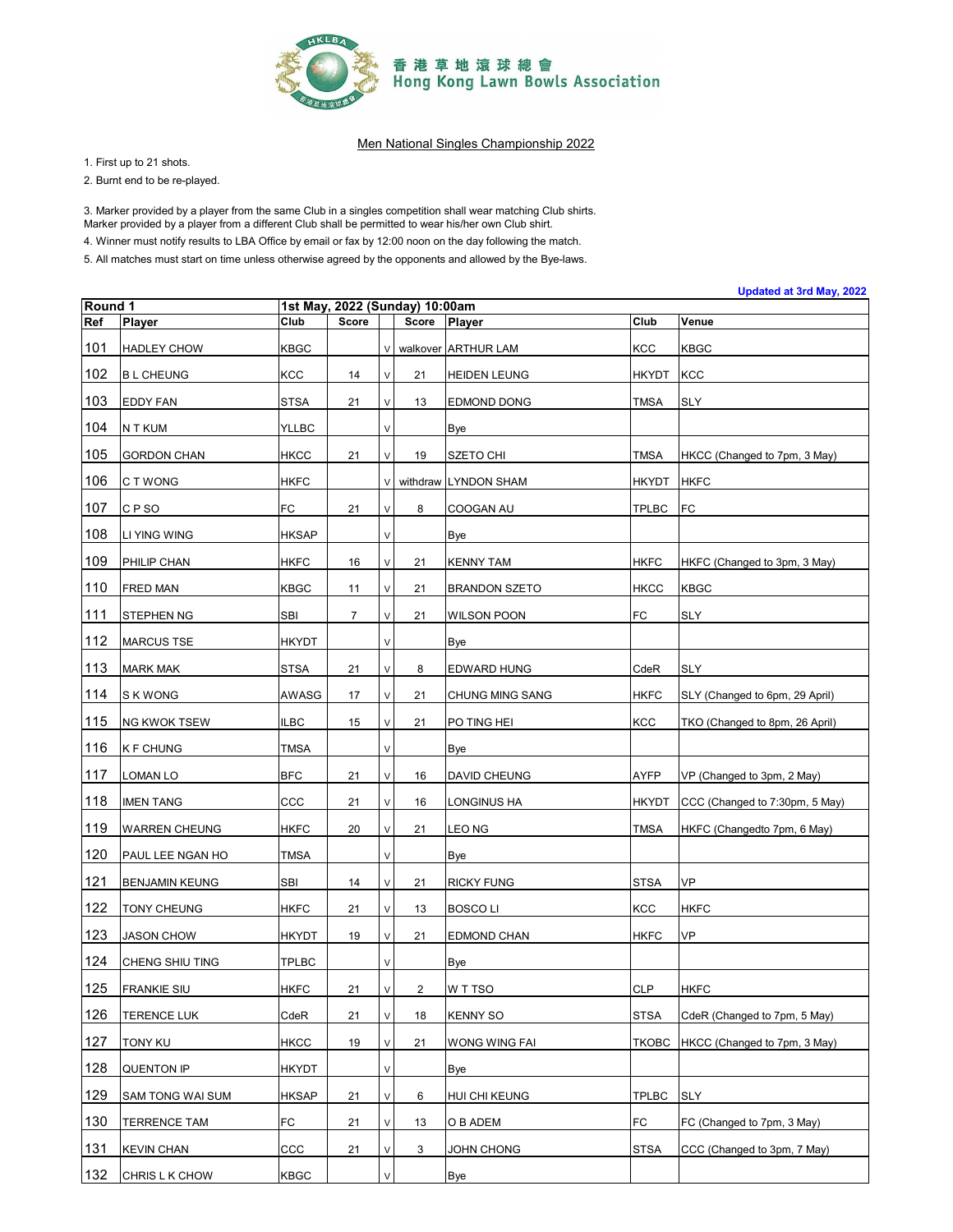香港草地滾球總會
Hong Kong Lawn Bowls Association

## Men National Singles Championship 2022

1. First up to 21 shots.
2. Burnt end to be re-played.

3. Marker provided by a player from the same Club in a singles competition shall wear matching Club shirts. Marker provided by a player from a different Club shall be permitted to wear his/her own Club shirt.
4. Winner must notify results to LBA Office by email or fax by 12:00 noon on the day following the match.
5. All matches must start on time unless otherwise agreed by the opponents and allowed by the Bye-laws.

**Updated at 3rd May, 2022**

| Round 1 | | 1st May, 2022 (Sunday) 10:00am | | | | | | |
|---|---|---|---|---|---|---|---|---|
| **Ref** | **Player** | **Club** | **Score** | | **Score** | **Player** | **Club** | **Venue** |
| 101 | HADLEY CHOW | KBGC | | V | walkover | ARTHUR LAM | KCC | KBGC |
| 102 | B L CHEUNG | KCC | 14 | V | 21 | HEIDEN LEUNG | HKYDT | KCC |
| 103 | EDDY FAN | STSA | 21 | V | 13 | EDMOND DONG | TMSA | SLY |
| 104 | N T KUM | YLLBC | | V | | Bye | | |
| 105 | GORDON CHAN | HKCC | 21 | V | 19 | SZETO CHI | TMSA | HKCC (Changed to 7pm, 3 May) |
| 106 | C T WONG | HKFC | | V | withdraw | LYNDON SHAM | HKYDT | HKFC |
| 107 | C P SO | FC | 21 | V | 8 | COOGAN AU | TPLBC | FC |
| 108 | LI YING WING | HKSAP | | V | | Bye | | |
| 109 | PHILIP CHAN | HKFC | 16 | V | 21 | KENNY TAM | HKFC | HKFC (Changed to 3pm, 3 May) |
| 110 | FRED MAN | KBGC | 11 | V | 21 | BRANDON SZETO | HKCC | KBGC |
| 111 | STEPHEN NG | SBI | 7 | V | 21 | WILSON POON | FC | SLY |
| 112 | MARCUS TSE | HKYDT | | V | | Bye | | |
| 113 | MARK MAK | STSA | 21 | V | 8 | EDWARD HUNG | CdeR | SLY |
| 114 | S K WONG | AWASG | 17 | V | 21 | CHUNG MING SANG | HKFC | SLY (Changed to 6pm, 29 April) |
| 115 | NG KWOK TSEW | ILBC | 15 | V | 21 | PO TING HEI | KCC | TKO (Changed to 8pm, 26 April) |
| 116 | K F CHUNG | TMSA | | V | | Bye | | |
| 117 | LOMAN LO | BFC | 21 | V | 16 | DAVID CHEUNG | AYFP | VP (Changed to 3pm, 2 May) |
| 118 | IMEN TANG | CCC | 21 | V | 16 | LONGINUS HA | HKYDT | CCC (Changed to 7:30pm, 5 May) |
| 119 | WARREN CHEUNG | HKFC | 20 | V | 21 | LEO NG | TMSA | HKFC (Changedto 7pm, 6 May) |
| 120 | PAUL LEE NGAN HO | TMSA | | V | | Bye | | |
| 121 | BENJAMIN KEUNG | SBI | 14 | V | 21 | RICKY FUNG | STSA | VP |
| 122 | TONY CHEUNG | HKFC | 21 | V | 13 | BOSCO LI | KCC | HKFC |
| 123 | JASON CHOW | HKYDT | 19 | V | 21 | EDMOND CHAN | HKFC | VP |
| 124 | CHENG SHIU TING | TPLBC | | V | | Bye | | |
| 125 | FRANKIE SIU | HKFC | 21 | V | 2 | W T TSO | CLP | HKFC |
| 126 | TERENCE LUK | CdeR | 21 | V | 18 | KENNY SO | STSA | CdeR (Changed to 7pm, 5 May) |
| 127 | TONY KU | HKCC | 19 | V | 21 | WONG WING FAI | TKOBC | HKCC (Changed to 7pm, 3 May) |
| 128 | QUENTON IP | HKYDT | | V | | Bye | | |
| 129 | SAM TONG WAI SUM | HKSAP | 21 | V | 6 | HUI CHI KEUNG | TPLBC | SLY |
| 130 | TERRENCE TAM | FC | 21 | V | 13 | O B ADEM | FC | FC (Changed to 7pm, 3 May) |
| 131 | KEVIN CHAN | CCC | 21 | V | 3 | JOHN CHONG | STSA | CCC (Changed to 3pm, 7 May) |
| 132 | CHRIS L K CHOW | KBGC | | V | | Bye | | |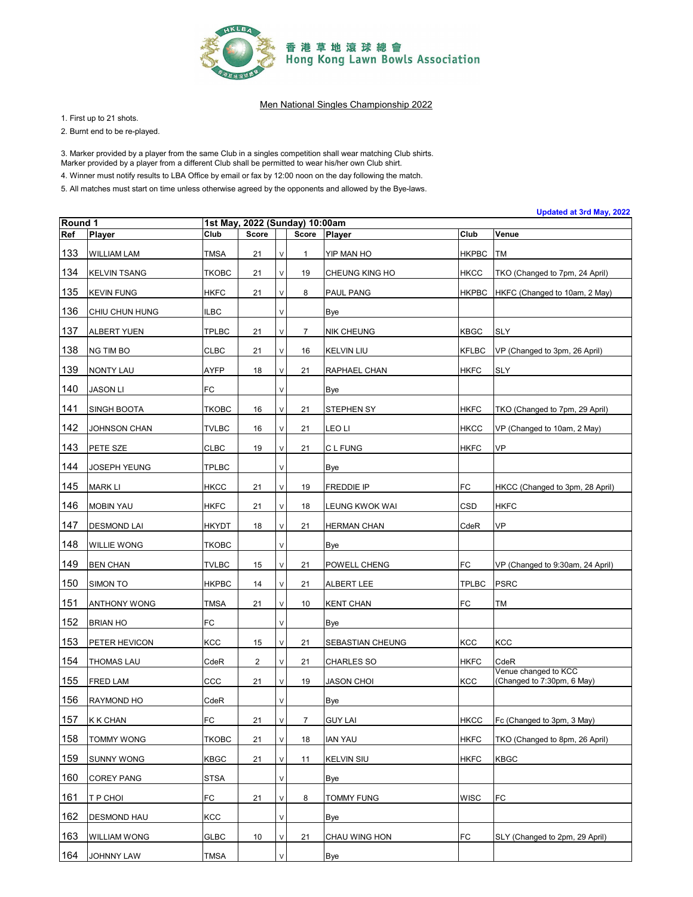香港草地滾球總會
Hong Kong Lawn Bowls Association

Men National Singles Championship 2022

1. First up to 21 shots.
2. Burnt end to be re-played.

3. Marker provided by a player from the same Club in a singles competition shall wear matching Club shirts.
Marker provided by a player from a different Club shall be permitted to wear his/her own Club shirt.
4. Winner must notify results to LBA Office by email or fax by 12:00 noon on the day following the match.
5. All matches must start on time unless otherwise agreed by the opponents and allowed by the Bye-laws.

Updated at 3rd May, 2022

| Round 1 | | 1st May, 2022 (Sunday) 10:00am | | | | | | |
|---|---|---|---|---|---|---|---|---|
| Ref | Player | Club | Score | | Score | Player | Club | Venue |
| 133 | WILLIAM LAM | TMSA | 21 | v | 1 | YIP MAN HO | HKPBC | TM |
| 134 | KELVIN TSANG | TKOBC | 21 | v | 19 | CHEUNG KING HO | HKCC | TKO (Changed to 7pm, 24 April) |
| 135 | KEVIN FUNG | HKFC | 21 | v | 8 | PAUL PANG | HKPBC | HKFC (Changed to 10am, 2 May) |
| 136 | CHIU CHUN HUNG | ILBC | | v | | Bye | | |
| 137 | ALBERT YUEN | TPLBC | 21 | v | 7 | NIK CHEUNG | KBGC | SLY |
| 138 | NG TIM BO | CLBC | 21 | v | 16 | KELVIN LIU | KFLBC | VP (Changed to 3pm, 26 April) |
| 139 | NONTY LAU | AYFP | 18 | v | 21 | RAPHAEL CHAN | HKFC | SLY |
| 140 | JASON LI | FC | | v | | Bye | | |
| 141 | SINGH BOOTA | TKOBC | 16 | v | 21 | STEPHEN SY | HKFC | TKO (Changed to 7pm, 29 April) |
| 142 | JOHNSON CHAN | TVLBC | 16 | v | 21 | LEO LI | HKCC | VP (Changed to 10am, 2 May) |
| 143 | PETE SZE | CLBC | 19 | v | 21 | C L FUNG | HKFC | VP |
| 144 | JOSEPH YEUNG | TPLBC | | v | | Bye | | |
| 145 | MARK LI | HKCC | 21 | v | 19 | FREDDIE IP | FC | HKCC (Changed to 3pm, 28 April) |
| 146 | MOBIN YAU | HKFC | 21 | v | 18 | LEUNG KWOK WAI | CSD | HKFC |
| 147 | DESMOND LAI | HKYDT | 18 | v | 21 | HERMAN CHAN | CdeR | VP |
| 148 | WILLIE WONG | TKOBC | | v | | Bye | | |
| 149 | BEN CHAN | TVLBC | 15 | v | 21 | POWELL CHENG | FC | VP (Changed to 9:30am, 24 April) |
| 150 | SIMON TO | HKPBC | 14 | v | 21 | ALBERT LEE | TPLBC | PSRC |
| 151 | ANTHONY WONG | TMSA | 21 | v | 10 | KENT CHAN | FC | TM |
| 152 | BRIAN HO | FC | | v | | Bye | | |
| 153 | PETER HEVICON | KCC | 15 | v | 21 | SEBASTIAN CHEUNG | KCC | KCC |
| 154 | THOMAS LAU | CdeR | 2 | v | 21 | CHARLES SO | HKFC | CdeR |
| 155 | FRED LAM | CCC | 21 | v | 19 | JASON CHOI | KCC | Venue changed to KCC (Changed to 7:30pm, 6 May) |
| 156 | RAYMOND HO | CdeR | | v | | Bye | | |
| 157 | K K CHAN | FC | 21 | v | 7 | GUY LAI | HKCC | Fc (Changed to 3pm, 3 May) |
| 158 | TOMMY WONG | TKOBC | 21 | v | 18 | IAN YAU | HKFC | TKO (Changed to 8pm, 26 April) |
| 159 | SUNNY WONG | KBGC | 21 | v | 11 | KELVIN SIU | HKFC | KBGC |
| 160 | COREY PANG | STSA | | v | | Bye | | |
| 161 | T P CHOI | FC | 21 | v | 8 | TOMMY FUNG | WISC | FC |
| 162 | DESMOND HAU | KCC | | v | | Bye | | |
| 163 | WILLIAM WONG | GLBC | 10 | v | 21 | CHAU WING HON | FC | SLY (Changed to 2pm, 29 April) |
| 164 | JOHNNY LAW | TMSA | | v | | Bye | | |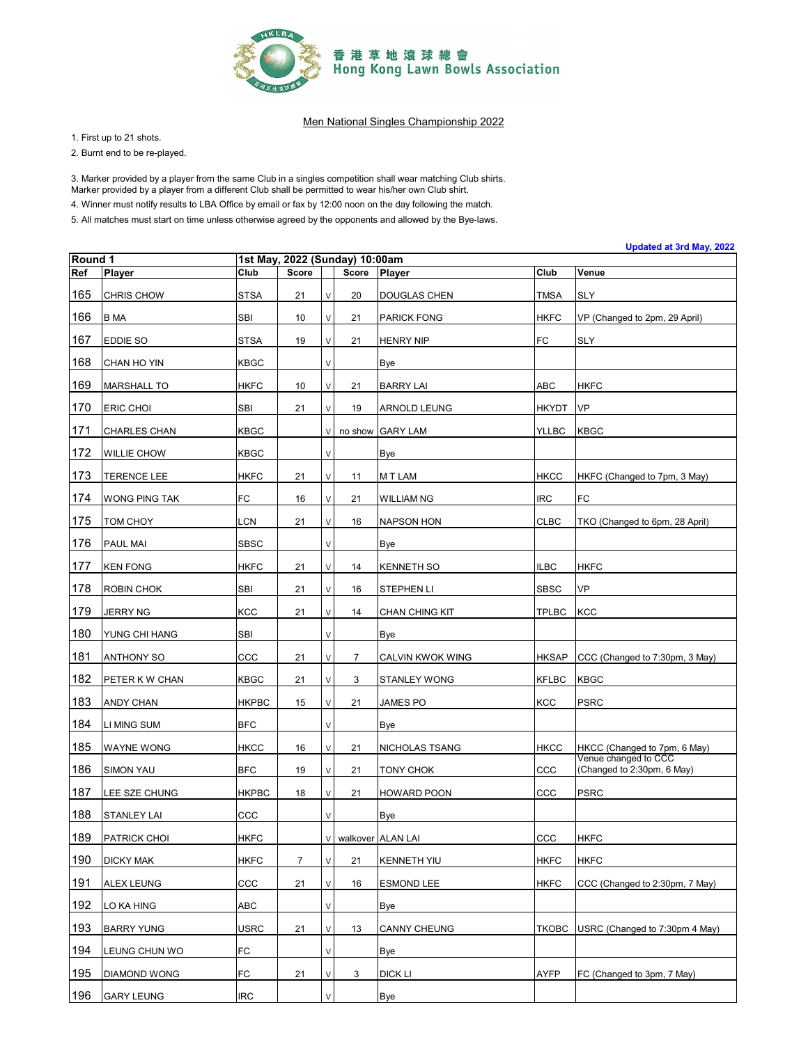香港草地滾球總會
Hong Kong Lawn Bowls Association

## Men National Singles Championship 2022

1. First up to 21 shots.
2. Burnt end to be re-played.

3. Marker provided by a player from the same Club in a singles competition shall wear matching Club shirts.
Marker provided by a player from a different Club shall be permitted to wear his/her own Club shirt.
4. Winner must notify results to LBA Office by email or fax by 12:00 noon on the day following the match.
5. All matches must start on time unless otherwise agreed by the opponents and allowed by the Bye-laws.

**Updated at 3rd May, 2022**

| **Round 1** | | **1st May, 2022 (Sunday) 10:00am** | | | | | | |
|---|---|---|---|---|---|---|---|---|
| **Ref** | **Player** | **Club** | **Score** | | **Score** | **Player** | **Club** | **Venue** |
| 165 | CHRIS CHOW | STSA | 21 | V | 20 | DOUGLAS CHEN | TMSA | SLY |
| 166 | B MA | SBI | 10 | V | 21 | PARICK FONG | HKFC | VP (Changed to 2pm, 29 April) |
| 167 | EDDIE SO | STSA | 19 | V | 21 | HENRY NIP | FC | SLY |
| 168 | CHAN HO YIN | KBGC | | V | | Bye | | |
| 169 | MARSHALL TO | HKFC | 10 | V | 21 | BARRY LAI | ABC | HKFC |
| 170 | ERIC CHOI | SBI | 21 | V | 19 | ARNOLD LEUNG | HKYDT | VP |
| 171 | CHARLES CHAN | KBGC | | V | no show | GARY LAM | YLLBC | KBGC |
| 172 | WILLIE CHOW | KBGC | | V | | Bye | | |
| 173 | TERENCE LEE | HKFC | 21 | V | 11 | M T LAM | HKCC | HKFC (Changed to 7pm, 3 May) |
| 174 | WONG PING TAK | FC | 16 | V | 21 | WILLIAM NG | IRC | FC |
| 175 | TOM CHOY | LCN | 21 | V | 16 | NAPSON HON | CLBC | TKO (Changed to 6pm, 28 April) |
| 176 | PAUL MAI | SBSC | | V | | Bye | | |
| 177 | KEN FONG | HKFC | 21 | V | 14 | KENNETH SO | ILBC | HKFC |
| 178 | ROBIN CHOK | SBI | 21 | V | 16 | STEPHEN LI | SBSC | VP |
| 179 | JERRY NG | KCC | 21 | V | 14 | CHAN CHING KIT | TPLBC | KCC |
| 180 | YUNG CHI HANG | SBI | | V | | Bye | | |
| 181 | ANTHONY SO | CCC | 21 | V | 7 | CALVIN KWOK WING | HKSAP | CCC (Changed to 7:30pm, 3 May) |
| 182 | PETER K W CHAN | KBGC | 21 | V | 3 | STANLEY WONG | KFLBC | KBGC |
| 183 | ANDY CHAN | HKPBC | 15 | V | 21 | JAMES PO | KCC | PSRC |
| 184 | LI MING SUM | BFC | | V | | Bye | | |
| 185 | WAYNE WONG | HKCC | 16 | V | 21 | NICHOLAS TSANG | HKCC | HKCC (Changed to 7pm, 6 May) |
| 186 | SIMON YAU | BFC | 19 | V | 21 | TONY CHOK | CCC | Venue changed to CCC (Changed to 2:30pm, 6 May) |
| 187 | LEE SZE CHUNG | HKPBC | 18 | V | 21 | HOWARD POON | CCC | PSRC |
| 188 | STANLEY LAI | CCC | | V | | Bye | | |
| 189 | PATRICK CHOI | HKFC | | V | walkover | ALAN LAI | CCC | HKFC |
| 190 | DICKY MAK | HKFC | 7 | V | 21 | KENNETH YIU | HKFC | HKFC |
| 191 | ALEX LEUNG | CCC | 21 | V | 16 | ESMOND LEE | HKFC | CCC (Changed to 2:30pm, 7 May) |
| 192 | LO KA HING | ABC | | V | | Bye | | |
| 193 | BARRY YUNG | USRC | 21 | V | 13 | CANNY CHEUNG | TKOBC | USRC (Changed to 7:30pm 4 May) |
| 194 | LEUNG CHUN WO | FC | | V | | Bye | | |
| 195 | DIAMOND WONG | FC | 21 | V | 3 | DICK LI | AYFP | FC (Changed to 3pm, 7 May) |
| 196 | GARY LEUNG | IRC | | V | | Bye | | |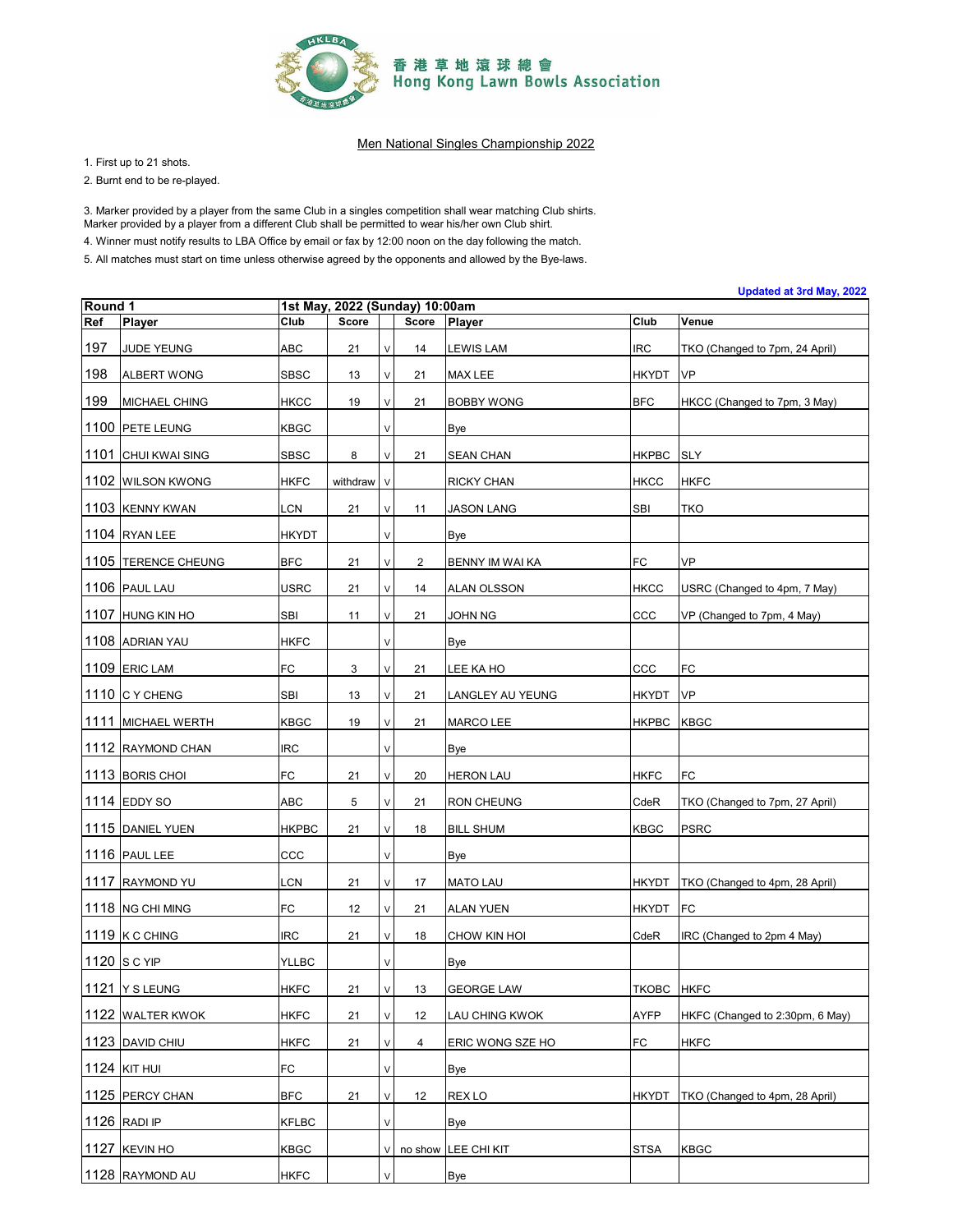香港草地滾球總會
Hong Kong Lawn Bowls Association

Men National Singles Championship 2022

1. First up to 21 shots.
2. Burnt end to be re-played.

3. Marker provided by a player from the same Club in a singles competition shall wear matching Club shirts.
Marker provided by a player from a different Club shall be permitted to wear his/her own Club shirt.
4. Winner must notify results to LBA Office by email or fax by 12:00 noon on the day following the match.
5. All matches must start on time unless otherwise agreed by the opponents and allowed by the Bye-laws.

Updated at 3rd May, 2022

| Round 1 | | 1st May, 2022 (Sunday) 10:00am | | | | | | |
|---|---|---|---|---|---|---|---|---|
| Ref | Player | Club | Score | | Score | Player | Club | Venue |
| 197 | JUDE YEUNG | ABC | 21 | V | 14 | LEWIS LAM | IRC | TKO (Changed to 7pm, 24 April) |
| 198 | ALBERT WONG | SBSC | 13 | V | 21 | MAX LEE | HKYDT | VP |
| 199 | MICHAEL CHING | HKCC | 19 | V | 21 | BOBBY WONG | BFC | HKCC (Changed to 7pm, 3 May) |
| 1100 | PETE LEUNG | KBGC | | V | | Bye | | |
| 1101 | CHUI KWAI SING | SBSC | 8 | V | 21 | SEAN CHAN | HKPBC | SLY |
| 1102 | WILSON KWONG | HKFC | withdraw | V | | RICKY CHAN | HKCC | HKFC |
| 1103 | KENNY KWAN | LCN | 21 | V | 11 | JASON LANG | SBI | TKO |
| 1104 | RYAN LEE | HKYDT | | V | | Bye | | |
| 1105 | TERENCE CHEUNG | BFC | 21 | V | 2 | BENNY IM WAI KA | FC | VP |
| 1106 | PAUL LAU | USRC | 21 | V | 14 | ALAN OLSSON | HKCC | USRC (Changed to 4pm, 7 May) |
| 1107 | HUNG KIN HO | SBI | 11 | V | 21 | JOHN NG | CCC | VP (Changed to 7pm, 4 May) |
| 1108 | ADRIAN YAU | HKFC | | V | | Bye | | |
| 1109 | ERIC LAM | FC | 3 | V | 21 | LEE KA HO | CCC | FC |
| 1110 | C Y CHENG | SBI | 13 | V | 21 | LANGLEY AU YEUNG | HKYDT | VP |
| 1111 | MICHAEL WERTH | KBGC | 19 | V | 21 | MARCO LEE | HKPBC | KBGC |
| 1112 | RAYMOND CHAN | IRC | | V | | Bye | | |
| 1113 | BORIS CHOI | FC | 21 | V | 20 | HERON LAU | HKFC | FC |
| 1114 | EDDY SO | ABC | 5 | V | 21 | RON CHEUNG | CdeR | TKO (Changed to 7pm, 27 April) |
| 1115 | DANIEL YUEN | HKPBC | 21 | V | 18 | BILL SHUM | KBGC | PSRC |
| 1116 | PAUL LEE | CCC | | V | | Bye | | |
| 1117 | RAYMOND YU | LCN | 21 | V | 17 | MATO LAU | HKYDT | TKO (Changed to 4pm, 28 April) |
| 1118 | NG CHI MING | FC | 12 | V | 21 | ALAN YUEN | HKYDT | FC |
| 1119 | K C CHING | IRC | 21 | V | 18 | CHOW KIN HOI | CdeR | IRC (Changed to 2pm 4 May) |
| 1120 | S C YIP | YLLBC | | V | | Bye | | |
| 1121 | Y S LEUNG | HKFC | 21 | V | 13 | GEORGE LAW | TKOBC | HKFC |
| 1122 | WALTER KWOK | HKFC | 21 | V | 12 | LAU CHING KWOK | AYFP | HKFC (Changed to 2:30pm, 6 May) |
| 1123 | DAVID CHIU | HKFC | 21 | V | 4 | ERIC WONG SZE HO | FC | HKFC |
| 1124 | KIT HUI | FC | | V | | Bye | | |
| 1125 | PERCY CHAN | BFC | 21 | V | 12 | REX LO | HKYDT | TKO (Changed to 4pm, 28 April) |
| 1126 | RADI IP | KFLBC | | V | | Bye | | |
| 1127 | KEVIN HO | KBGC | | V | no show | LEE CHI KIT | STSA | KBGC |
| 1128 | RAYMOND AU | HKFC | | V | | Bye | | |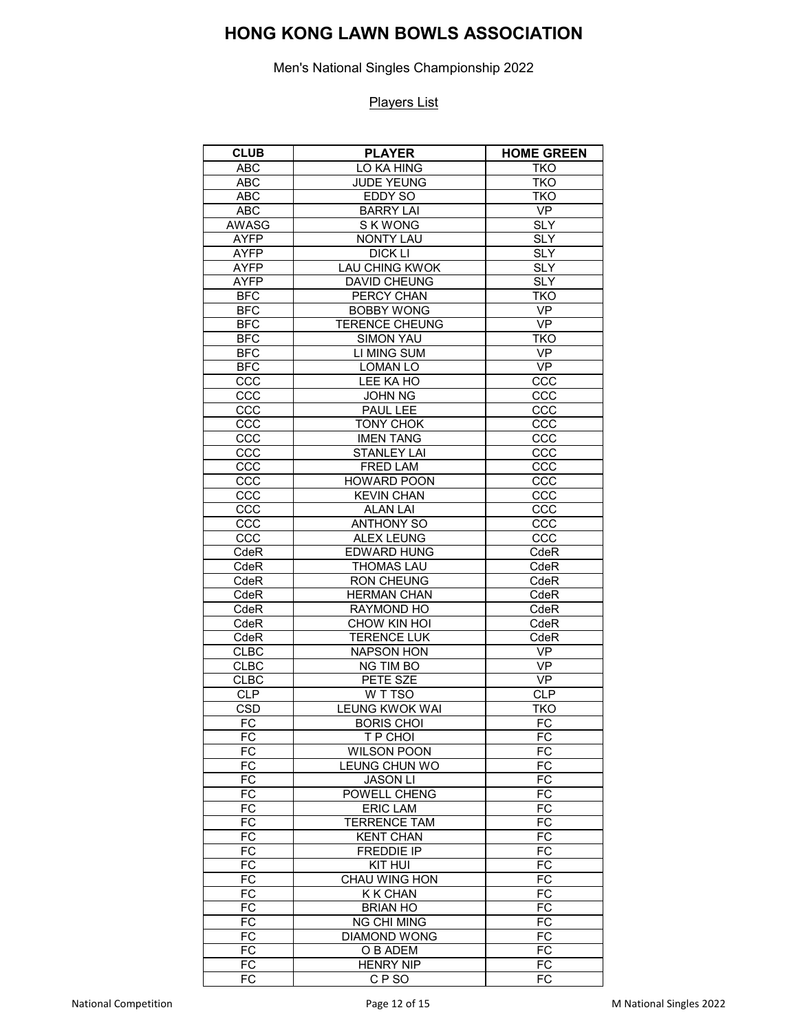# HONG KONG LAWN BOWLS ASSOCIATION

Men's National Singles Championship 2022

Players List

| CLUB | PLAYER | HOME GREEN |
|---|---|---|
| ABC | LO KA HING | TKO |
| ABC | JUDE YEUNG | TKO |
| ABC | EDDY SO | TKO |
| ABC | BARRY LAI | VP |
| AWASG | S K WONG | SLY |
| AYFP | NONTY LAU | SLY |
| AYFP | DICK LI | SLY |
| AYFP | LAU CHING KWOK | SLY |
| AYFP | DAVID CHEUNG | SLY |
| BFC | PERCY CHAN | TKO |
| BFC | BOBBY WONG | VP |
| BFC | TERENCE CHEUNG | VP |
| BFC | SIMON YAU | TKO |
| BFC | LI MING SUM | VP |
| BFC | LOMAN LO | VP |
| CCC | LEE KA HO | CCC |
| CCC | JOHN NG | CCC |
| CCC | PAUL LEE | CCC |
| CCC | TONY CHOK | CCC |
| CCC | IMEN TANG | CCC |
| CCC | STANLEY LAI | CCC |
| CCC | FRED LAM | CCC |
| CCC | HOWARD POON | CCC |
| CCC | KEVIN CHAN | CCC |
| CCC | ALAN LAI | CCC |
| CCC | ANTHONY SO | CCC |
| CCC | ALEX LEUNG | CCC |
| CdeR | EDWARD HUNG | CdeR |
| CdeR | THOMAS LAU | CdeR |
| CdeR | RON CHEUNG | CdeR |
| CdeR | HERMAN CHAN | CdeR |
| CdeR | RAYMOND HO | CdeR |
| CdeR | CHOW KIN HOI | CdeR |
| CdeR | TERENCE LUK | CdeR |
| CLBC | NAPSON HON | VP |
| CLBC | NG TIM BO | VP |
| CLBC | PETE SZE | VP |
| CLP | W T TSO | CLP |
| CSD | LEUNG KWOK WAI | TKO |
| FC | BORIS CHOI | FC |
| FC | T P CHOI | FC |
| FC | WILSON POON | FC |
| FC | LEUNG CHUN WO | FC |
| FC | JASON LI | FC |
| FC | POWELL CHENG | FC |
| FC | ERIC LAM | FC |
| FC | TERRENCE TAM | FC |
| FC | KENT CHAN | FC |
| FC | FREDDIE IP | FC |
| FC | KIT HUI | FC |
| FC | CHAU WING HON | FC |
| FC | K K CHAN | FC |
| FC | BRIAN HO | FC |
| FC | NG CHI MING | FC |
| FC | DIAMOND WONG | FC |
| FC | O B ADEM | FC |
| FC | HENRY NIP | FC |
| FC | C P SO | FC |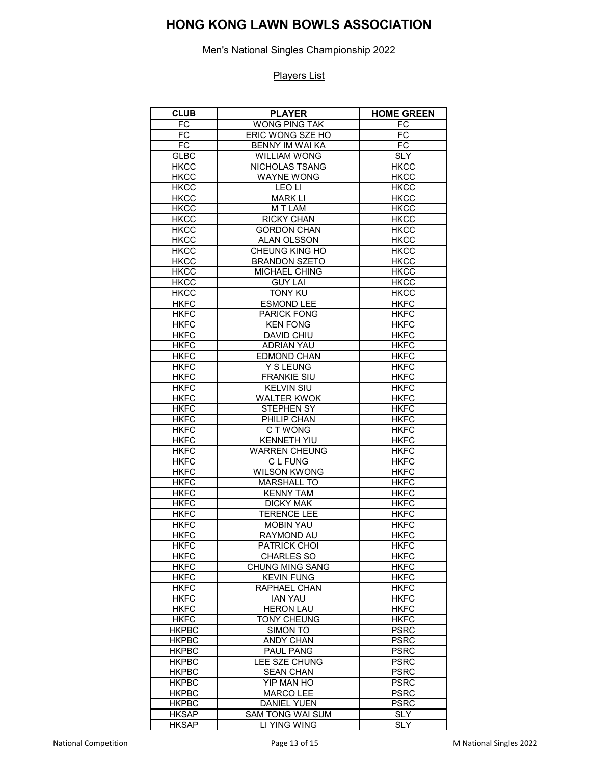# HONG KONG LAWN BOWLS ASSOCIATION

Men's National Singles Championship 2022

Players List

| CLUB | PLAYER | HOME GREEN |
|---|---|---|
| FC | WONG PING TAK | FC |
| FC | ERIC WONG SZE HO | FC |
| FC | BENNY IM WAI KA | FC |
| GLBC | WILLIAM WONG | SLY |
| HKCC | NICHOLAS TSANG | HKCC |
| HKCC | WAYNE WONG | HKCC |
| HKCC | LEO LI | HKCC |
| HKCC | MARK LI | HKCC |
| HKCC | M T LAM | HKCC |
| HKCC | RICKY CHAN | HKCC |
| HKCC | GORDON CHAN | HKCC |
| HKCC | ALAN OLSSON | HKCC |
| HKCC | CHEUNG KING HO | HKCC |
| HKCC | BRANDON SZETO | HKCC |
| HKCC | MICHAEL CHING | HKCC |
| HKCC | GUY LAI | HKCC |
| HKCC | TONY KU | HKCC |
| HKFC | ESMOND LEE | HKFC |
| HKFC | PARICK FONG | HKFC |
| HKFC | KEN FONG | HKFC |
| HKFC | DAVID CHIU | HKFC |
| HKFC | ADRIAN YAU | HKFC |
| HKFC | EDMOND CHAN | HKFC |
| HKFC | Y S LEUNG | HKFC |
| HKFC | FRANKIE SIU | HKFC |
| HKFC | KELVIN SIU | HKFC |
| HKFC | WALTER KWOK | HKFC |
| HKFC | STEPHEN SY | HKFC |
| HKFC | PHILIP CHAN | HKFC |
| HKFC | C T WONG | HKFC |
| HKFC | KENNETH YIU | HKFC |
| HKFC | WARREN CHEUNG | HKFC |
| HKFC | C L FUNG | HKFC |
| HKFC | WILSON KWONG | HKFC |
| HKFC | MARSHALL TO | HKFC |
| HKFC | KENNY TAM | HKFC |
| HKFC | DICKY MAK | HKFC |
| HKFC | TERENCE LEE | HKFC |
| HKFC | MOBIN YAU | HKFC |
| HKFC | RAYMOND AU | HKFC |
| HKFC | PATRICK CHOI | HKFC |
| HKFC | CHARLES SO | HKFC |
| HKFC | CHUNG MING SANG | HKFC |
| HKFC | KEVIN FUNG | HKFC |
| HKFC | RAPHAEL CHAN | HKFC |
| HKFC | IAN YAU | HKFC |
| HKFC | HERON LAU | HKFC |
| HKFC | TONY CHEUNG | HKFC |
| HKPBC | SIMON TO | PSRC |
| HKPBC | ANDY CHAN | PSRC |
| HKPBC | PAUL PANG | PSRC |
| HKPBC | LEE SZE CHUNG | PSRC |
| HKPBC | SEAN CHAN | PSRC |
| HKPBC | YIP MAN HO | PSRC |
| HKPBC | MARCO LEE | PSRC |
| HKPBC | DANIEL YUEN | PSRC |
| HKSAP | SAM TONG WAI SUM | SLY |
| HKSAP | LI YING WING | SLY |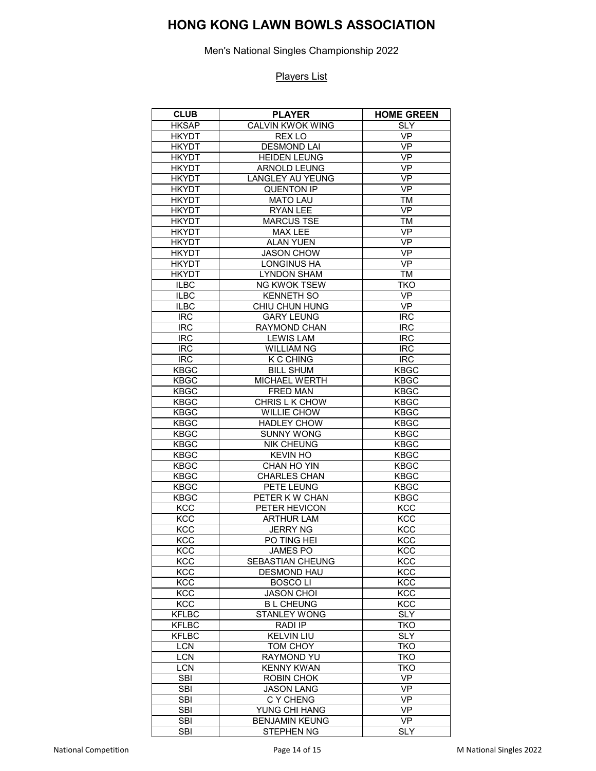# HONG KONG LAWN BOWLS ASSOCIATION

Men's National Singles Championship 2022

Players List

| CLUB | PLAYER | HOME GREEN |
|---|---|---|
| HKSAP | CALVIN KWOK WING | SLY |
| HKYDT | REX LO | VP |
| HKYDT | DESMOND LAI | VP |
| HKYDT | HEIDEN LEUNG | VP |
| HKYDT | ARNOLD LEUNG | VP |
| HKYDT | LANGLEY AU YEUNG | VP |
| HKYDT | QUENTON IP | VP |
| HKYDT | MATO LAU | TM |
| HKYDT | RYAN LEE | VP |
| HKYDT | MARCUS TSE | TM |
| HKYDT | MAX LEE | VP |
| HKYDT | ALAN YUEN | VP |
| HKYDT | JASON CHOW | VP |
| HKYDT | LONGINUS HA | VP |
| HKYDT | LYNDON SHAM | TM |
| ILBC | NG KWOK TSEW | TKO |
| ILBC | KENNETH SO | VP |
| ILBC | CHIU CHUN HUNG | VP |
| IRC | GARY LEUNG | IRC |
| IRC | RAYMOND CHAN | IRC |
| IRC | LEWIS LAM | IRC |
| IRC | WILLIAM NG | IRC |
| IRC | K C CHING | IRC |
| KBGC | BILL SHUM | KBGC |
| KBGC | MICHAEL WERTH | KBGC |
| KBGC | FRED MAN | KBGC |
| KBGC | CHRIS L K CHOW | KBGC |
| KBGC | WILLIE CHOW | KBGC |
| KBGC | HADLEY CHOW | KBGC |
| KBGC | SUNNY WONG | KBGC |
| KBGC | NIK CHEUNG | KBGC |
| KBGC | KEVIN HO | KBGC |
| KBGC | CHAN HO YIN | KBGC |
| KBGC | CHARLES CHAN | KBGC |
| KBGC | PETE LEUNG | KBGC |
| KBGC | PETER K W CHAN | KBGC |
| KCC | PETER HEVICON | KCC |
| KCC | ARTHUR LAM | KCC |
| KCC | JERRY NG | KCC |
| KCC | PO TING HEI | KCC |
| KCC | JAMES PO | KCC |
| KCC | SEBASTIAN CHEUNG | KCC |
| KCC | DESMOND HAU | KCC |
| KCC | BOSCO LI | KCC |
| KCC | JASON CHOI | KCC |
| KCC | B L CHEUNG | KCC |
| KFLBC | STANLEY WONG | SLY |
| KFLBC | RADI IP | TKO |
| KFLBC | KELVIN LIU | SLY |
| LCN | TOM CHOY | TKO |
| LCN | RAYMOND YU | TKO |
| LCN | KENNY KWAN | TKO |
| SBI | ROBIN CHOK | VP |
| SBI | JASON LANG | VP |
| SBI | C Y CHENG | VP |
| SBI | YUNG CHI HANG | VP |
| SBI | BENJAMIN KEUNG | VP |
| SBI | STEPHEN NG | SLY |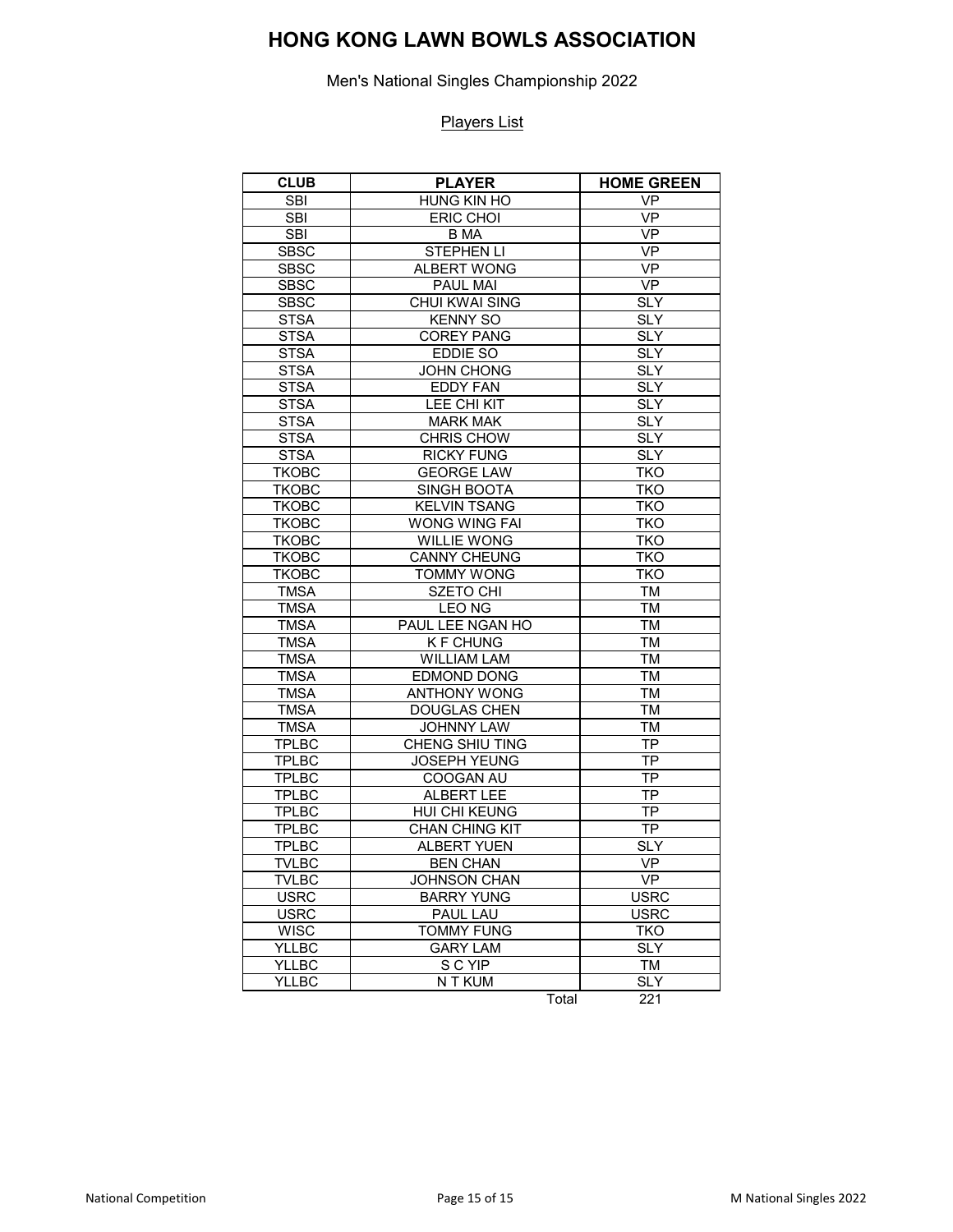# HONG KONG LAWN BOWLS ASSOCIATION

Men's National Singles Championship 2022

Players List

| CLUB | PLAYER | HOME GREEN |
|---|---|---|
| SBI | HUNG KIN HO | VP |
| SBI | ERIC CHOI | VP |
| SBI | B MA | VP |
| SBSC | STEPHEN LI | VP |
| SBSC | ALBERT WONG | VP |
| SBSC | PAUL MAI | VP |
| SBSC | CHUI KWAI SING | SLY |
| STSA | KENNY SO | SLY |
| STSA | COREY PANG | SLY |
| STSA | EDDIE SO | SLY |
| STSA | JOHN CHONG | SLY |
| STSA | EDDY FAN | SLY |
| STSA | LEE CHI KIT | SLY |
| STSA | MARK MAK | SLY |
| STSA | CHRIS CHOW | SLY |
| STSA | RICKY FUNG | SLY |
| TKOBC | GEORGE LAW | TKO |
| TKOBC | SINGH BOOTA | TKO |
| TKOBC | KELVIN TSANG | TKO |
| TKOBC | WONG WING FAI | TKO |
| TKOBC | WILLIE WONG | TKO |
| TKOBC | CANNY CHEUNG | TKO |
| TKOBC | TOMMY WONG | TKO |
| TMSA | SZETO CHI | TM |
| TMSA | LEO NG | TM |
| TMSA | PAUL LEE NGAN HO | TM |
| TMSA | K F CHUNG | TM |
| TMSA | WILLIAM LAM | TM |
| TMSA | EDMOND DONG | TM |
| TMSA | ANTHONY WONG | TM |
| TMSA | DOUGLAS CHEN | TM |
| TMSA | JOHNNY LAW | TM |
| TPLBC | CHENG SHIU TING | TP |
| TPLBC | JOSEPH YEUNG | TP |
| TPLBC | COOGAN AU | TP |
| TPLBC | ALBERT LEE | TP |
| TPLBC | HUI CHI KEUNG | TP |
| TPLBC | CHAN CHING KIT | TP |
| TPLBC | ALBERT YUEN | SLY |
| TVLBC | BEN CHAN | VP |
| TVLBC | JOHNSON CHAN | VP |
| USRC | BARRY YUNG | USRC |
| USRC | PAUL LAU | USRC |
| WISC | TOMMY FUNG | TKO |
| YLLBC | GARY LAM | SLY |
| YLLBC | S C YIP | TM |
| YLLBC | N T KUM | SLY |
| | Total | 221 |